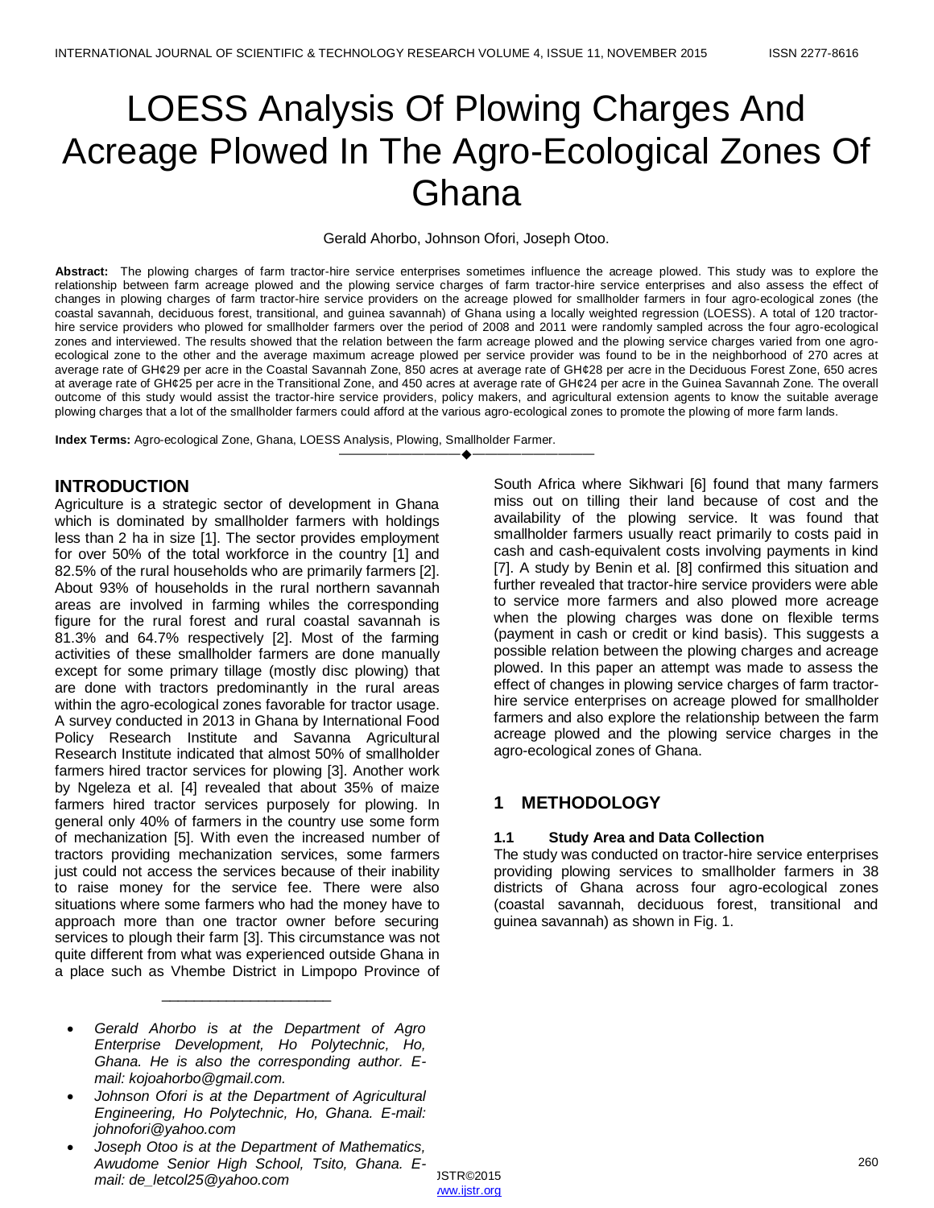# LOESS Analysis Of Plowing Charges And Acreage Plowed In The Agro-Ecological Zones Of Ghana

Gerald Ahorbo, Johnson Ofori, Joseph Otoo.

**Abstract:** The plowing charges of farm tractor-hire service enterprises sometimes influence the acreage plowed. This study was to explore the relationship between farm acreage plowed and the plowing service charges of farm tractor-hire service enterprises and also assess the effect of changes in plowing charges of farm tractor-hire service providers on the acreage plowed for smallholder farmers in four agro-ecological zones (the coastal savannah, deciduous forest, transitional, and guinea savannah) of Ghana using a locally weighted regression (LOESS). A total of 120 tractor-hire service providers who plowed for smallholder farmers over the period of 2008 and 2011 were randomly sampled across the four agro-ecological zones and interviewed. The results showed that the relation between the farm acreage plowed and the plowing service charges varied from one agro-ecological zone to the other and the average maximum acreage plowed per service provider was found to be in the neighborhood of 270 acres at average rate of GH¢29 per acre in the Coastal Savannah Zone, 850 acres at average rate of GH¢28 per acre in the Deciduous Forest Zone, 650 acres at average rate of GH¢25 per acre in the Transitional Zone, and 450 acres at average rate of GH¢24 per acre in the Guinea Savannah Zone. The overall outcome of this study would assist the tractor-hire service providers, policy makers, and agricultural extension agents to know the suitable average plowing charges that a lot of the smallholder farmers could afford at the various agro-ecological zones to promote the plowing of more farm lands.

**Index Terms:** Agro-ecological Zone, Ghana, LOESS Analysis, Plowing, Smallholder Farmer.

## INTRODUCTION

Agriculture is a strategic sector of development in Ghana which is dominated by smallholder farmers with holdings less than 2 ha in size [1]. The sector provides employment for over 50% of the total workforce in the country [1] and 82.5% of the rural households who are primarily farmers [2]. About 93% of households in the rural northern savannah areas are involved in farming whiles the corresponding figure for the rural forest and rural coastal savannah is 81.3% and 64.7% respectively [2]. Most of the farming activities of these smallholder farmers are done manually except for some primary tillage (mostly disc plowing) that are done with tractors predominantly in the rural areas within the agro-ecological zones favorable for tractor usage. A survey conducted in 2013 in Ghana by International Food Policy Research Institute and Savanna Agricultural Research Institute indicated that almost 50% of smallholder farmers hired tractor services for plowing [3]. Another work by Ngeleza et al. [4] revealed that about 35% of maize farmers hired tractor services purposely for plowing. In general only 40% of farmers in the country use some form of mechanization [5]. With even the increased number of tractors providing mechanization services, some farmers just could not access the services because of their inability to raise money for the service fee. There were also situations where some farmers who had the money have to approach more than one tractor owner before securing services to plough their farm [3]. This circumstance was not quite different from what was experienced outside Ghana in a place such as Vhembe District in Limpopo Province of South Africa where Sikhwari [6] found that many farmers miss out on tilling their land because of cost and the availability of the plowing service. It was found that smallholder farmers usually react primarily to costs paid in cash and cash-equivalent costs involving payments in kind [7]. A study by Benin et al. [8] confirmed this situation and further revealed that tractor-hire service providers were able to service more farmers and also plowed more acreage when the plowing charges was done on flexible terms (payment in cash or credit or kind basis). This suggests a possible relation between the plowing charges and acreage plowed. In this paper an attempt was made to assess the effect of changes in plowing service charges of farm tractor-hire service enterprises on acreage plowed for smallholder farmers and also explore the relationship between the farm acreage plowed and the plowing service charges in the agro-ecological zones of Ghana.

- *Gerald Ahorbo is at the Department of Agro Enterprise Development, Ho Polytechnic, Ho, Ghana. He is also the corresponding author. E-mail: kojoahorbo@gmail.com.*
- *Johnson Ofori is at the Department of Agricultural Engineering, Ho Polytechnic, Ho, Ghana. E-mail: johnofori@yahoo.com*
- *Joseph Otoo is at the Department of Mathematics, Awudome Senior High School, Tsito, Ghana. E-mail: de_letcol25@yahoo.com*

## 1 METHODOLOGY

### 1.1 Study Area and Data Collection

The study was conducted on tractor-hire service enterprises providing plowing services to smallholder farmers in 38 districts of Ghana across four agro-ecological zones (coastal savannah, deciduous forest, transitional and guinea savannah) as shown in Fig. 1.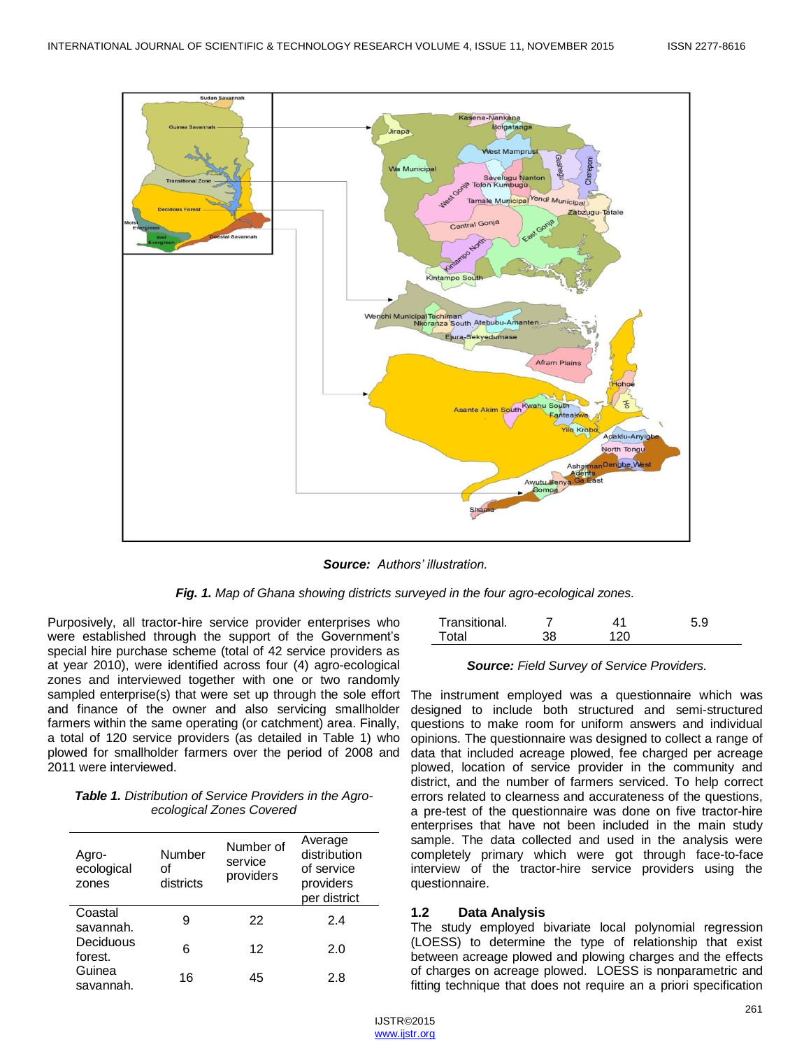*Source: Authors' illustration.*

*Fig. 1. Map of Ghana showing districts surveyed in the four agro-ecological zones.*

Purposively, all tractor-hire service provider enterprises who were established through the support of the Government's special hire purchase scheme (total of 42 service providers as at year 2010), were identified across four (4) agro-ecological zones and interviewed together with one or two randomly sampled enterprise(s) that were set up through the sole effort and finance of the owner and also servicing smallholder farmers within the same operating (or catchment) area. Finally, a total of 120 service providers (as detailed in Table 1) who plowed for smallholder farmers over the period of 2008 and 2011 were interviewed.

***Table 1.*** *Distribution of Service Providers in the Agro-ecological Zones Covered*

| Agro-ecological zones | Number of districts | Number of service providers | Average distribution of service providers per district |
|---|---|---|---|
| Coastal savannah. | 9 | 22 | 2.4 |
| Deciduous forest. | 6 | 12 | 2.0 |
| Guinea savannah. | 16 | 45 | 2.8 |
| Transitional. | 7 | 41 | 5.9 |
| Total | 38 | 120 | |

***Source:*** *Field Survey of Service Providers.*

The instrument employed was a questionnaire which was designed to include both structured and semi-structured questions to make room for uniform answers and individual opinions. The questionnaire was designed to collect a range of data that included acreage plowed, fee charged per acreage plowed, location of service provider in the community and district, and the number of farmers serviced. To help correct errors related to clearness and accurateness of the questions, a pre-test of the questionnaire was done on five tractor-hire enterprises that have not been included in the main study sample. The data collected and used in the analysis were completely primary which were got through face-to-face interview of the tractor-hire service providers using the questionnaire.

### 1.2 Data Analysis

The study employed bivariate local polynomial regression (LOESS) to determine the type of relationship that exist between acreage plowed and plowing charges and the effects of charges on acreage plowed. LOESS is nonparametric and fitting technique that does not require an a priori specification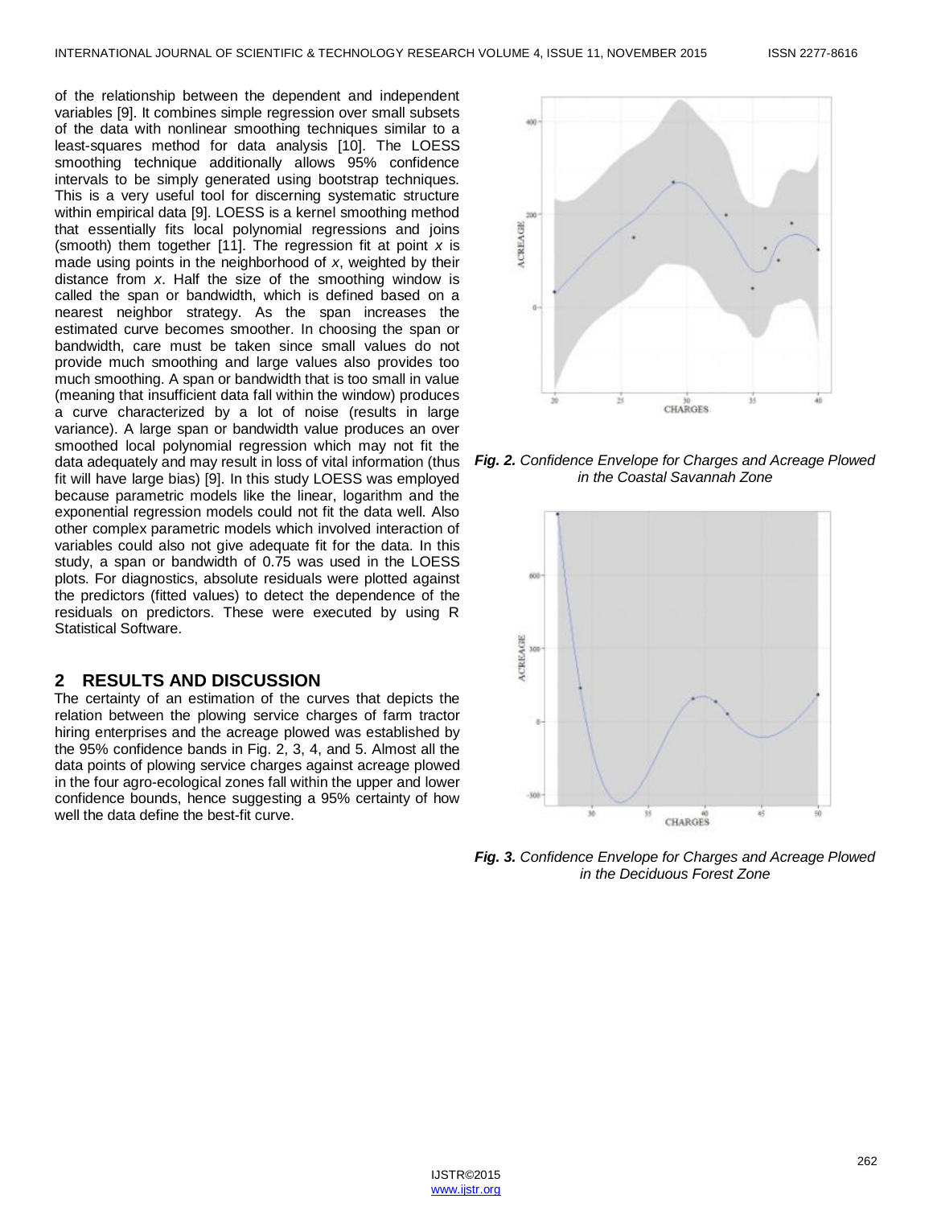of the relationship between the dependent and independent variables [9]. It combines simple regression over small subsets of the data with nonlinear smoothing techniques similar to a least-squares method for data analysis [10]. The LOESS smoothing technique additionally allows 95% confidence intervals to be simply generated using bootstrap techniques. This is a very useful tool for discerning systematic structure within empirical data [9]. LOESS is a kernel smoothing method that essentially fits local polynomial regressions and joins (smooth) them together [11]. The regression fit at point $x$ is made using points in the neighborhood of $x$, weighted by their distance from $x$. Half the size of the smoothing window is called the span or bandwidth, which is defined based on a nearest neighbor strategy. As the span increases the estimated curve becomes smoother. In choosing the span or bandwidth, care must be taken since small values do not provide much smoothing and large values also provides too much smoothing. A span or bandwidth that is too small in value (meaning that insufficient data fall within the window) produces a curve characterized by a lot of noise (results in large variance). A large span or bandwidth value produces an over smoothed local polynomial regression which may not fit the data adequately and may result in loss of vital information (thus fit will have large bias) [9]. In this study LOESS was employed because parametric models like the linear, logarithm and the exponential regression models could not fit the data well. Also other complex parametric models which involved interaction of variables could also not give adequate fit for the data. In this study, a span or bandwidth of 0.75 was used in the LOESS plots. For diagnostics, absolute residuals were plotted against the predictors (fitted values) to detect the dependence of the residuals on predictors. These were executed by using R Statistical Software.

## 2 RESULTS AND DISCUSSION

The certainty of an estimation of the curves that depicts the relation between the plowing service charges of farm tractor hiring enterprises and the acreage plowed was established by the 95% confidence bands in Fig. 2, 3, 4, and 5. Almost all the data points of plowing service charges against acreage plowed in the four agro-ecological zones fall within the upper and lower confidence bounds, hence suggesting a 95% certainty of how well the data define the best-fit curve.

***Fig. 2.*** *Confidence Envelope for Charges and Acreage Plowed in the Coastal Savannah Zone*

***Fig. 3.*** *Confidence Envelope for Charges and Acreage Plowed in the Deciduous Forest Zone*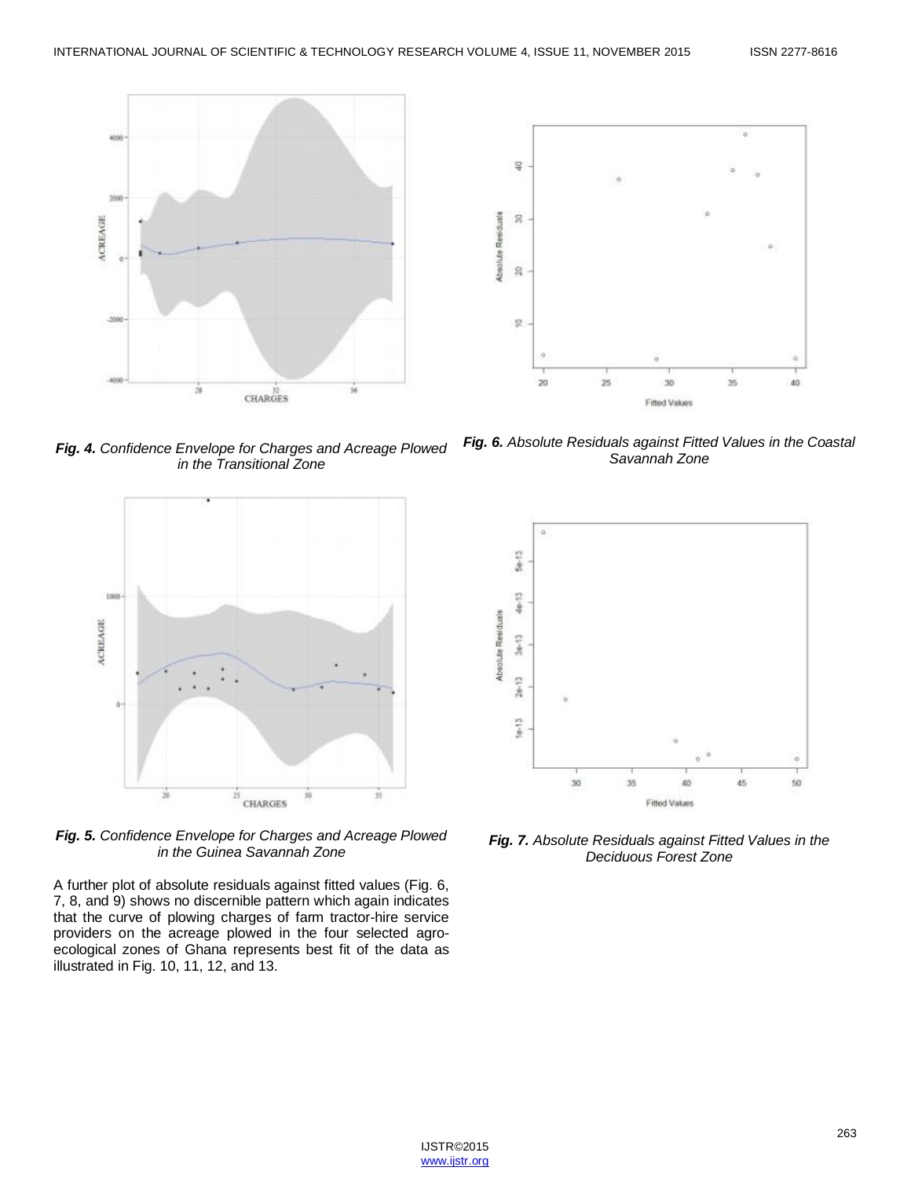*Fig. 4.* Confidence Envelope for Charges and Acreage Plowed in the Transitional Zone

*Fig. 6.* Absolute Residuals against Fitted Values in the Coastal Savannah Zone

*Fig. 5.* Confidence Envelope for Charges and Acreage Plowed in the Guinea Savannah Zone

*Fig. 7.* Absolute Residuals against Fitted Values in the Deciduous Forest Zone

A further plot of absolute residuals against fitted values (Fig. 6, 7, 8, and 9) shows no discernible pattern which again indicates that the curve of plowing charges of farm tractor-hire service providers on the acreage plowed in the four selected agro-ecological zones of Ghana represents best fit of the data as illustrated in Fig. 10, 11, 12, and 13.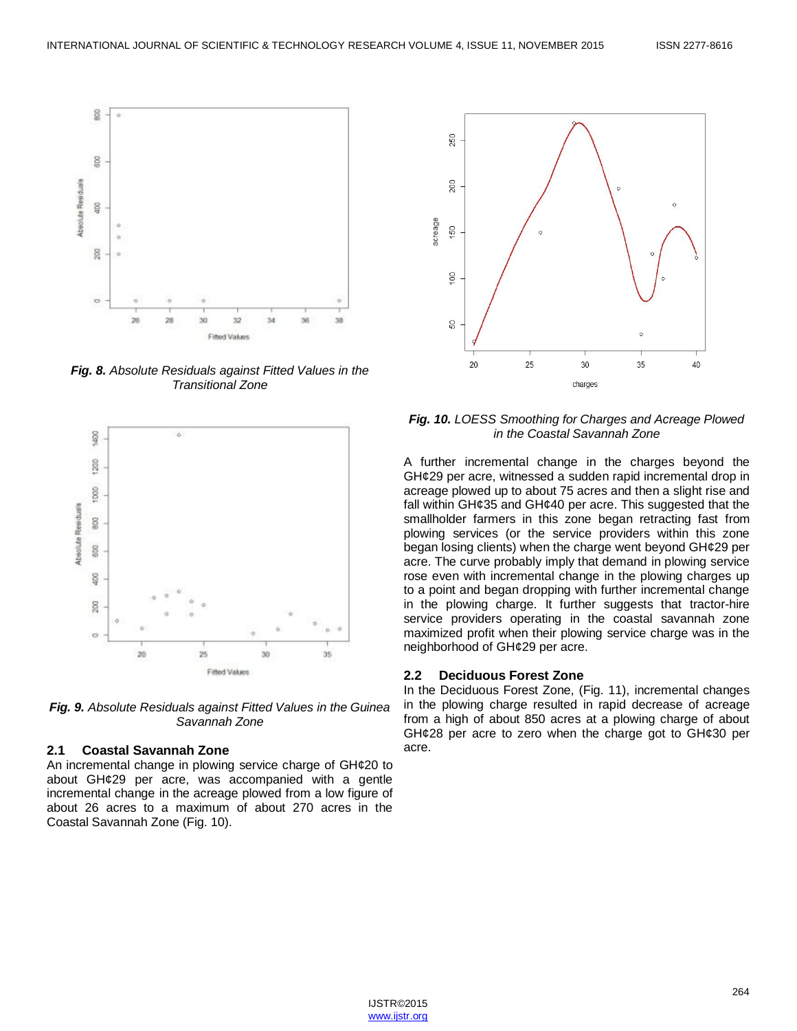*Fig. 8. Absolute Residuals against Fitted Values in the Transitional Zone*

*Fig. 9. Absolute Residuals against Fitted Values in the Guinea Savannah Zone*

## 2.1 Coastal Savannah Zone

An incremental change in plowing service charge of GH¢20 to about GH¢29 per acre, was accompanied with a gentle incremental change in the acreage plowed from a low figure of about 26 acres to a maximum of about 270 acres in the Coastal Savannah Zone (Fig. 10).

*Fig. 10. LOESS Smoothing for Charges and Acreage Plowed in the Coastal Savannah Zone*

A further incremental change in the charges beyond the GH¢29 per acre, witnessed a sudden rapid incremental drop in acreage plowed up to about 75 acres and then a slight rise and fall within GH¢35 and GH¢40 per acre. This suggested that the smallholder farmers in this zone began retracting fast from plowing services (or the service providers within this zone began losing clients) when the charge went beyond GH¢29 per acre. The curve probably imply that demand in plowing service rose even with incremental change in the plowing charges up to a point and began dropping with further incremental change in the plowing charge. It further suggests that tractor-hire service providers operating in the coastal savannah zone maximized profit when their plowing service charge was in the neighborhood of GH¢29 per acre.

## 2.2 Deciduous Forest Zone

In the Deciduous Forest Zone, (Fig. 11), incremental changes in the plowing charge resulted in rapid decrease of acreage from a high of about 850 acres at a plowing charge of about GH¢28 per acre to zero when the charge got to GH¢30 per acre.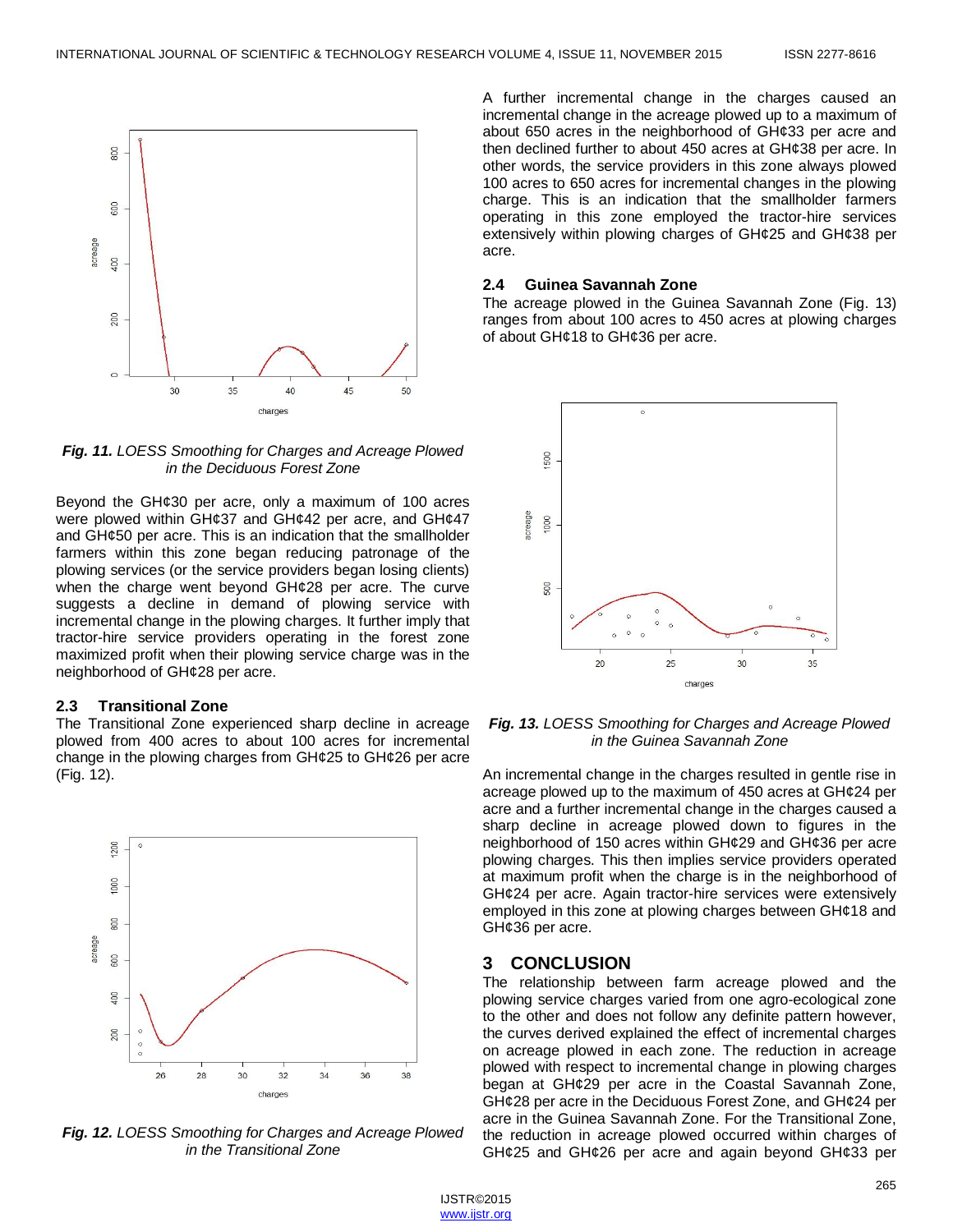*Fig. 11. LOESS Smoothing for Charges and Acreage Plowed in the Deciduous Forest Zone*

Beyond the GH¢30 per acre, only a maximum of 100 acres were plowed within GH¢37 and GH¢42 per acre, and GH¢47 and GH¢50 per acre. This is an indication that the smallholder farmers within this zone began reducing patronage of the plowing services (or the service providers began losing clients) when the charge went beyond GH¢28 per acre. The curve suggests a decline in demand of plowing service with incremental change in the plowing charges. It further imply that tractor-hire service providers operating in the forest zone maximized profit when their plowing service charge was in the neighborhood of GH¢28 per acre.

### 2.3 Transitional Zone

The Transitional Zone experienced sharp decline in acreage plowed from 400 acres to about 100 acres for incremental change in the plowing charges from GH¢25 to GH¢26 per acre (Fig. 12).

*Fig. 12. LOESS Smoothing for Charges and Acreage Plowed in the Transitional Zone*

A further incremental change in the charges caused an incremental change in the acreage plowed up to a maximum of about 650 acres in the neighborhood of GH¢33 per acre and then declined further to about 450 acres at GH¢38 per acre. In other words, the service providers in this zone always plowed 100 acres to 650 acres for incremental changes in the plowing charge. This is an indication that the smallholder farmers operating in this zone employed the tractor-hire services extensively within plowing charges of GH¢25 and GH¢38 per acre.

### 2.4 Guinea Savannah Zone

The acreage plowed in the Guinea Savannah Zone (Fig. 13) ranges from about 100 acres to 450 acres at plowing charges of about GH¢18 to GH¢36 per acre.

*Fig. 13. LOESS Smoothing for Charges and Acreage Plowed in the Guinea Savannah Zone*

An incremental change in the charges resulted in gentle rise in acreage plowed up to the maximum of 450 acres at GH¢24 per acre and a further incremental change in the charges caused a sharp decline in acreage plowed down to figures in the neighborhood of 150 acres within GH¢29 and GH¢36 per acre plowing charges. This then implies service providers operated at maximum profit when the charge is in the neighborhood of GH¢24 per acre. Again tractor-hire services were extensively employed in this zone at plowing charges between GH¢18 and GH¢36 per acre.

## 3 CONCLUSION

The relationship between farm acreage plowed and the plowing service charges varied from one agro-ecological zone to the other and does not follow any definite pattern however, the curves derived explained the effect of incremental charges on acreage plowed in each zone. The reduction in acreage plowed with respect to incremental change in plowing charges began at GH¢29 per acre in the Coastal Savannah Zone, GH¢28 per acre in the Deciduous Forest Zone, and GH¢24 per acre in the Guinea Savannah Zone. For the Transitional Zone, the reduction in acreage plowed occurred within charges of GH¢25 and GH¢26 per acre and again beyond GH¢33 per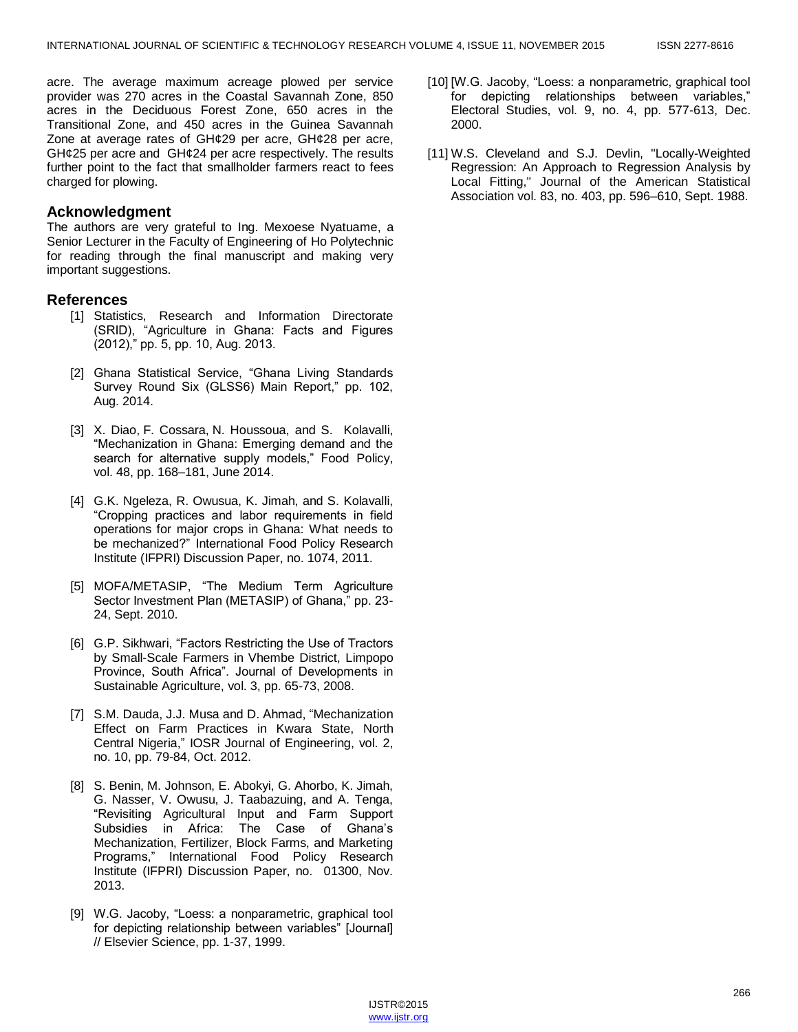acre. The average maximum acreage plowed per service provider was 270 acres in the Coastal Savannah Zone, 850 acres in the Deciduous Forest Zone, 650 acres in the Transitional Zone, and 450 acres in the Guinea Savannah Zone at average rates of GH¢29 per acre, GH¢28 per acre, GH¢25 per acre and GH¢24 per acre respectively. The results further point to the fact that smallholder farmers react to fees charged for plowing.

## Acknowledgment

The authors are very grateful to Ing. Mexoese Nyatuame, a Senior Lecturer in the Faculty of Engineering of Ho Polytechnic for reading through the final manuscript and making very important suggestions.

## References

[1] Statistics, Research and Information Directorate (SRID), "Agriculture in Ghana: Facts and Figures (2012)," pp. 5, pp. 10, Aug. 2013.

[2] Ghana Statistical Service, "Ghana Living Standards Survey Round Six (GLSS6) Main Report," pp. 102, Aug. 2014.

[3] X. Diao, F. Cossara, N. Houssoua, and S. Kolavalli, "Mechanization in Ghana: Emerging demand and the search for alternative supply models," Food Policy, vol. 48, pp. 168–181, June 2014.

[4] G.K. Ngeleza, R. Owusua, K. Jimah, and S. Kolavalli, "Cropping practices and labor requirements in field operations for major crops in Ghana: What needs to be mechanized?" International Food Policy Research Institute (IFPRI) Discussion Paper, no. 1074, 2011.

[5] MOFA/METASIP, "The Medium Term Agriculture Sector Investment Plan (METASIP) of Ghana," pp. 23-24, Sept. 2010.

[6] G.P. Sikhwari, "Factors Restricting the Use of Tractors by Small-Scale Farmers in Vhembe District, Limpopo Province, South Africa". Journal of Developments in Sustainable Agriculture, vol. 3, pp. 65-73, 2008.

[7] S.M. Dauda, J.J. Musa and D. Ahmad, "Mechanization Effect on Farm Practices in Kwara State, North Central Nigeria," IOSR Journal of Engineering, vol. 2, no. 10, pp. 79-84, Oct. 2012.

[8] S. Benin, M. Johnson, E. Abokyi, G. Ahorbo, K. Jimah, G. Nasser, V. Owusu, J. Taabazuing, and A. Tenga, "Revisiting Agricultural Input and Farm Support Subsidies in Africa: The Case of Ghana's Mechanization, Fertilizer, Block Farms, and Marketing Programs," International Food Policy Research Institute (IFPRI) Discussion Paper, no. 01300, Nov. 2013.

[9] W.G. Jacoby, "Loess: a nonparametric, graphical tool for depicting relationship between variables" [Journal] // Elsevier Science, pp. 1-37, 1999.

[10] [W.G. Jacoby, "Loess: a nonparametric, graphical tool for depicting relationships between variables," Electoral Studies, vol. 9, no. 4, pp. 577-613, Dec. 2000.

[11] W.S. Cleveland and S.J. Devlin, "Locally-Weighted Regression: An Approach to Regression Analysis by Local Fitting," Journal of the American Statistical Association vol. 83, no. 403, pp. 596–610, Sept. 1988.